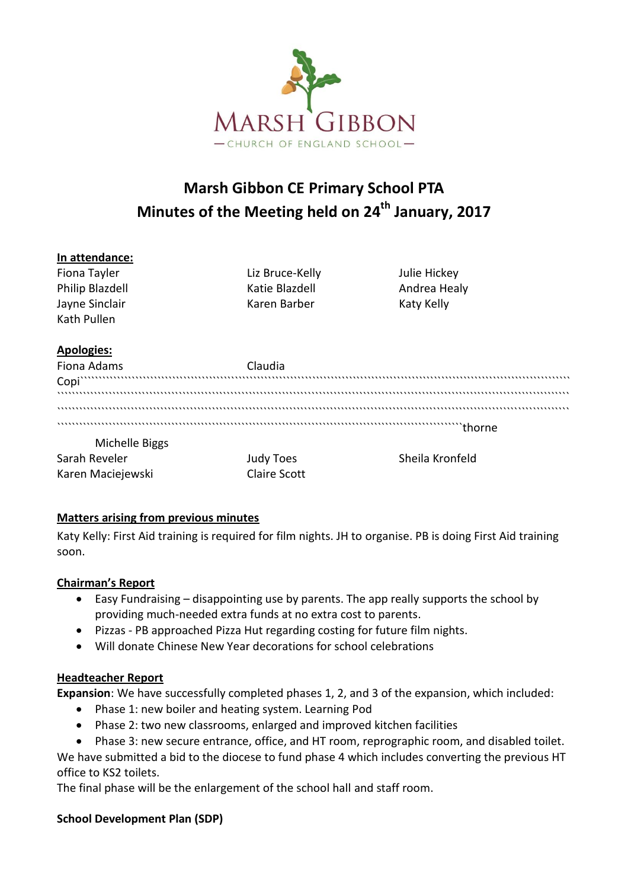MARSH GIBBON

— CHURCH OF ENGLAND SCHOOL —

# Marsh Gibbon CE Primary School PTA
# Minutes of the Meeting held on 24th January, 2017

**In attendance:**

Fiona Tayler
Philip Blazdell
Jayne Sinclair
Kath Pullen
Liz Bruce-Kelly
Katie Blazdell
Karen Barber
Julie Hickey
Andrea Healy
Katy Kelly

**Apologies:**

Fiona Adams
Claudia Copi````````````````````````````````````````````````````````````````````````````````````````````````````````````````````````````````````````````````````````````````````````````````````````````````````````````````````````````````````````````````````````````````````````````````````````````````````````````````````````````````````thorne
Michelle Biggs
Sarah Reveler
Karen Maciejewski
Judy Toes
Claire Scott
Sheila Kronfeld

**Matters arising from previous minutes**

Katy Kelly: First Aid training is required for film nights. JH to organise. PB is doing First Aid training soon.

**Chairman's Report**

- Easy Fundraising – disappointing use by parents. The app really supports the school by providing much-needed extra funds at no extra cost to parents.
- Pizzas - PB approached Pizza Hut regarding costing for future film nights.
- Will donate Chinese New Year decorations for school celebrations

**Headteacher Report**

**Expansion**: We have successfully completed phases 1, 2, and 3 of the expansion, which included:

- Phase 1: new boiler and heating system. Learning Pod
- Phase 2: two new classrooms, enlarged and improved kitchen facilities
- Phase 3: new secure entrance, office, and HT room, reprographic room, and disabled toilet.

We have submitted a bid to the diocese to fund phase 4 which includes converting the previous HT office to KS2 toilets.
The final phase will be the enlargement of the school hall and staff room.

**School Development Plan (SDP)**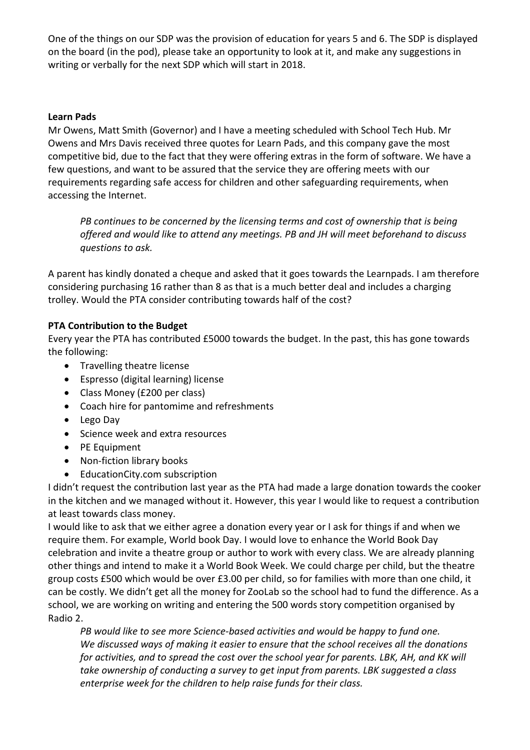One of the things on our SDP was the provision of education for years 5 and 6. The SDP is displayed on the board (in the pod), please take an opportunity to look at it, and make any suggestions in writing or verbally for the next SDP which will start in 2018.

**Learn Pads**

Mr Owens, Matt Smith (Governor) and I have a meeting scheduled with School Tech Hub. Mr Owens and Mrs Davis received three quotes for Learn Pads, and this company gave the most competitive bid, due to the fact that they were offering extras in the form of software. We have a few questions, and want to be assured that the service they are offering meets with our requirements regarding safe access for children and other safeguarding requirements, when accessing the Internet.

> *PB continues to be concerned by the licensing terms and cost of ownership that is being offered and would like to attend any meetings. PB and JH will meet beforehand to discuss questions to ask.*

A parent has kindly donated a cheque and asked that it goes towards the Learnpads. I am therefore considering purchasing 16 rather than 8 as that is a much better deal and includes a charging trolley. Would the PTA consider contributing towards half of the cost?

**PTA Contribution to the Budget**

Every year the PTA has contributed £5000 towards the budget. In the past, this has gone towards the following:

- Travelling theatre license
- Espresso (digital learning) license
- Class Money (£200 per class)
- Coach hire for pantomime and refreshments
- Lego Day
- Science week and extra resources
- PE Equipment
- Non-fiction library books
- EducationCity.com subscription

I didn't request the contribution last year as the PTA had made a large donation towards the cooker in the kitchen and we managed without it. However, this year I would like to request a contribution at least towards class money.

I would like to ask that we either agree a donation every year or I ask for things if and when we require them. For example, World book Day. I would love to enhance the World Book Day celebration and invite a theatre group or author to work with every class. We are already planning other things and intend to make it a World Book Week. We could charge per child, but the theatre group costs £500 which would be over £3.00 per child, so for families with more than one child, it can be costly. We didn't get all the money for ZooLab so the school had to fund the difference. As a school, we are working on writing and entering the 500 words story competition organised by Radio 2.

> *PB would like to see more Science-based activities and would be happy to fund one. We discussed ways of making it easier to ensure that the school receives all the donations for activities, and to spread the cost over the school year for parents. LBK, AH, and KK will take ownership of conducting a survey to get input from parents. LBK suggested a class enterprise week for the children to help raise funds for their class.*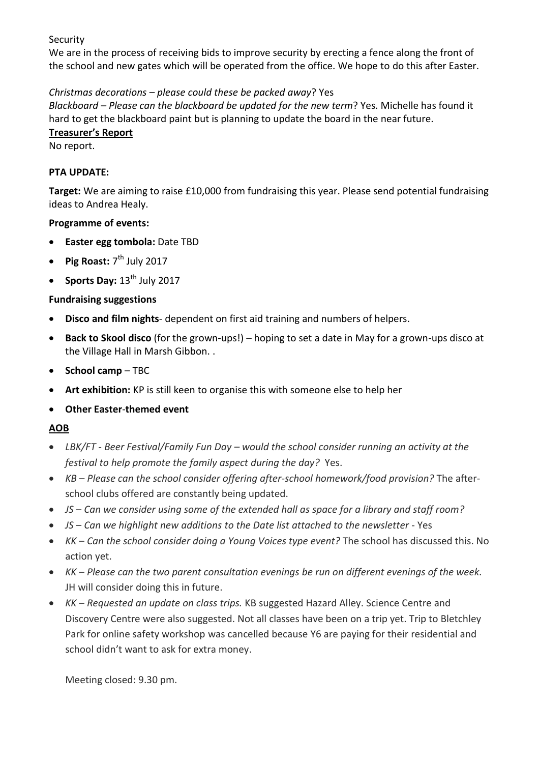Security

We are in the process of receiving bids to improve security by erecting a fence along the front of the school and new gates which will be operated from the office. We hope to do this after Easter.

*Christmas decorations – please could these be packed away*? Yes

*Blackboard – Please can the blackboard be updated for the new term*? Yes. Michelle has found it hard to get the blackboard paint but is planning to update the board in the near future.

**Treasurer's Report**

No report.

**PTA UPDATE:**

**Target:** We are aiming to raise £10,000 from fundraising this year. Please send potential fundraising ideas to Andrea Healy.

**Programme of events:**

- **Easter egg tombola:** Date TBD
- **Pig Roast:** 7th July 2017
- **Sports Day:** 13th July 2017

**Fundraising suggestions**

- **Disco and film nights**- dependent on first aid training and numbers of helpers.
- **Back to Skool disco** (for the grown-ups!) – hoping to set a date in May for a grown-ups disco at the Village Hall in Marsh Gibbon. .
- **School camp** – TBC
- **Art exhibition:** KP is still keen to organise this with someone else to help her
- **Other Easter-themed event**

**AOB**

- *LBK/FT - Beer Festival/Family Fun Day – would the school consider running an activity at the festival to help promote the family aspect during the day?* Yes.
- *KB – Please can the school consider offering after-school homework/food provision?* The after-school clubs offered are constantly being updated.
- *JS – Can we consider using some of the extended hall as space for a library and staff room?*
- *JS – Can we highlight new additions to the Date list attached to the newsletter* - Yes
- *KK – Can the school consider doing a Young Voices type event?* The school has discussed this. No action yet.
- *KK – Please can the two parent consultation evenings be run on different evenings of the week.* JH will consider doing this in future.
- *KK – Requested an update on class trips.* KB suggested Hazard Alley. Science Centre and Discovery Centre were also suggested. Not all classes have been on a trip yet. Trip to Bletchley Park for online safety workshop was cancelled because Y6 are paying for their residential and school didn't want to ask for extra money.

Meeting closed: 9.30 pm.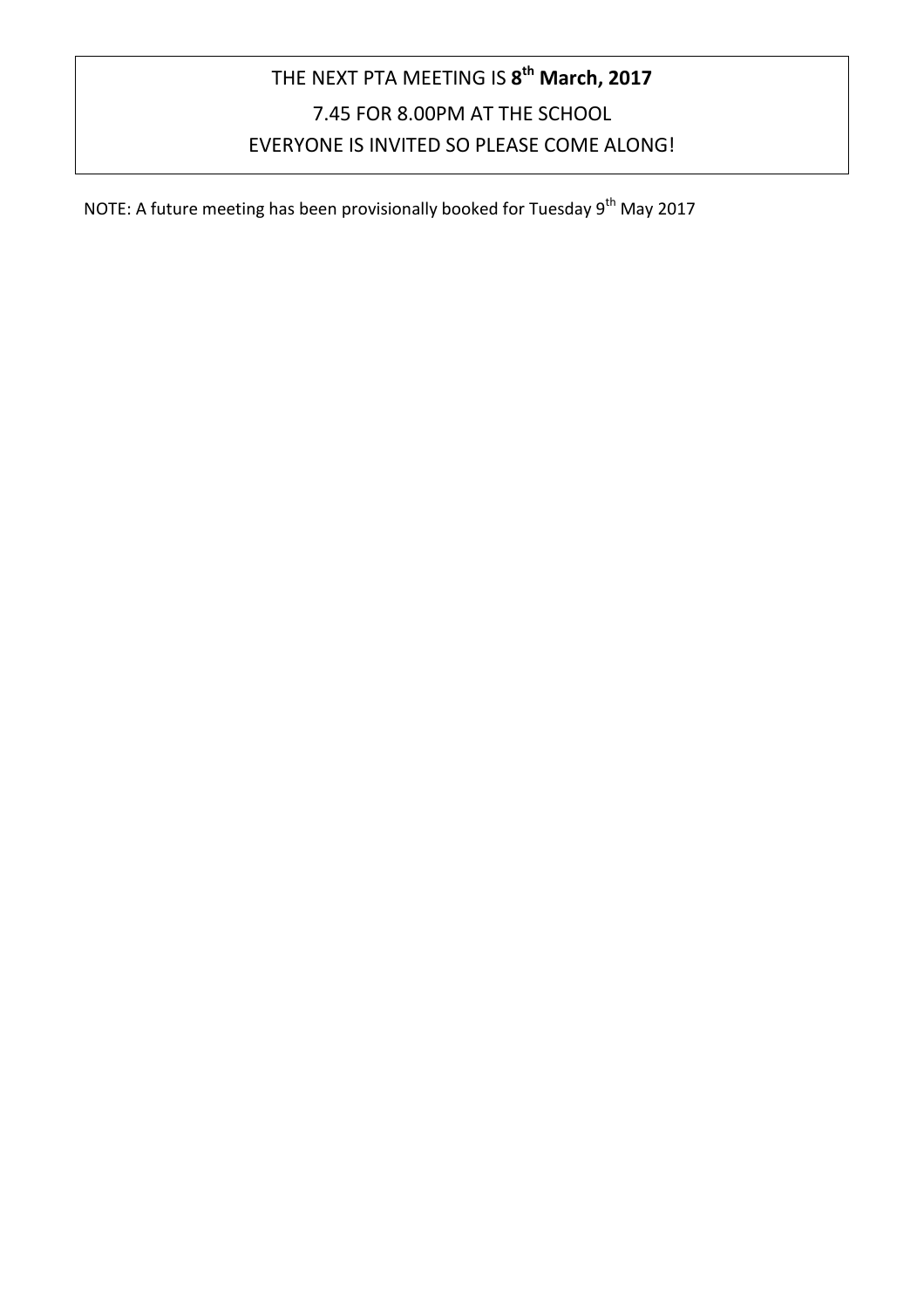THE NEXT PTA MEETING IS **8th March, 2017**

7.45 FOR 8.00PM AT THE SCHOOL

EVERYONE IS INVITED SO PLEASE COME ALONG!

NOTE: A future meeting has been provisionally booked for Tuesday 9th May 2017